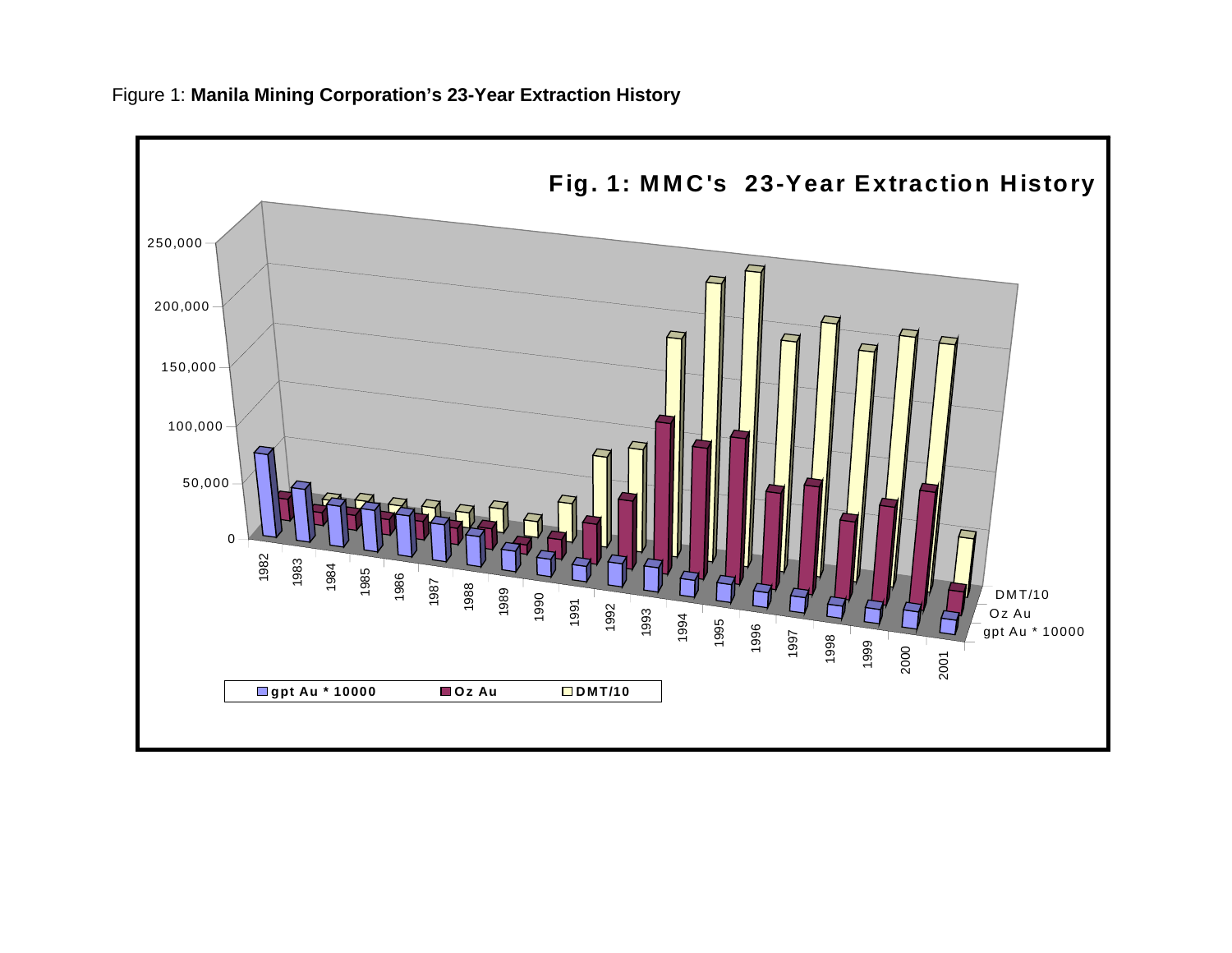Figure 1: **Manila Mining Corporation's 23-Year Extraction History**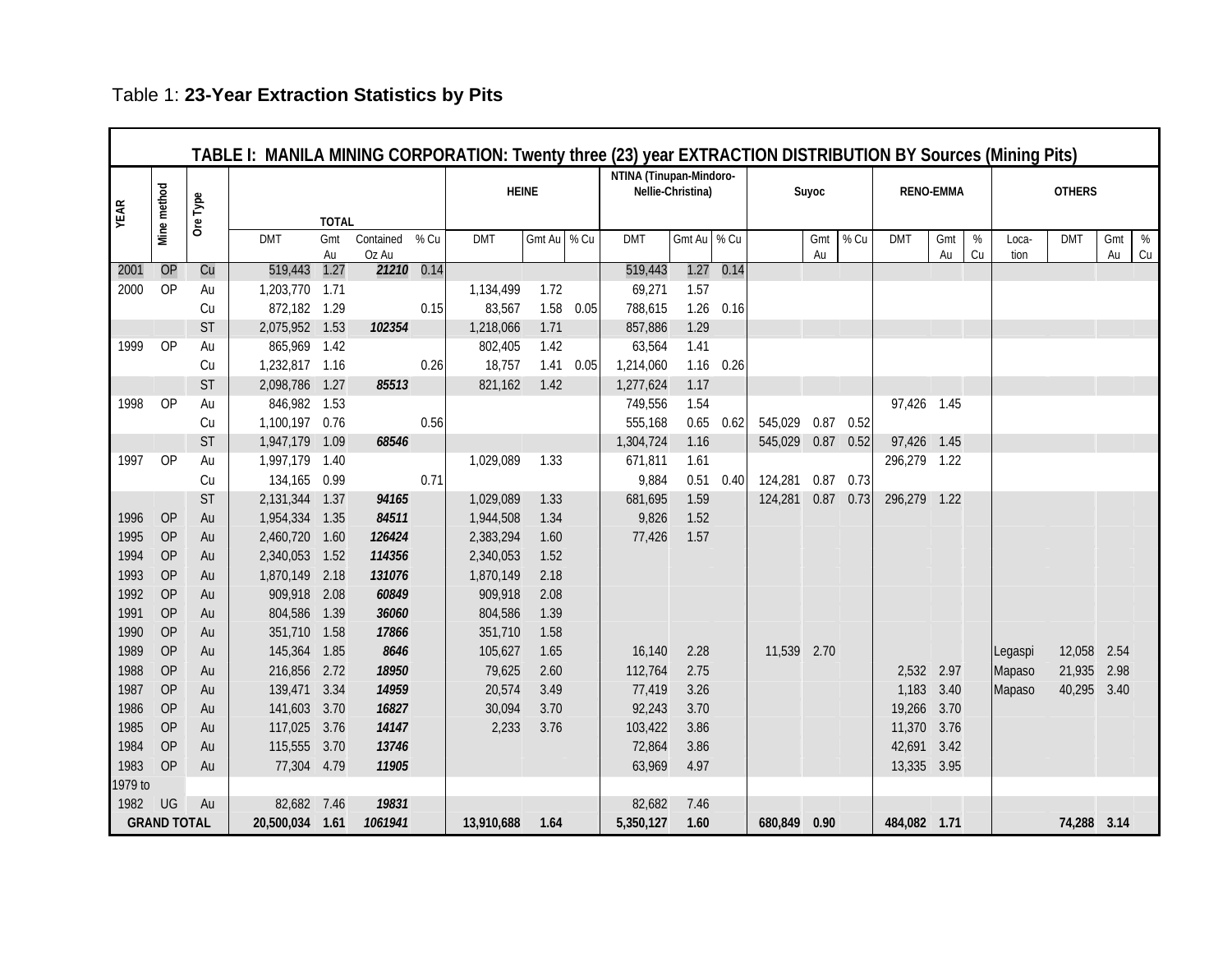Table 1: **23-Year Extraction Statistics by Pits**

| TABLE I: MANILA MINING CORPORATION: Twenty three (23) year EXTRACTION DISTRIBUTION BY Sources (Mining Pits) | | | | | | | | | | | | | | | | | | | | | | | |
|---|---|---|---|---|---|---|---|---|---|---|---|---|---|---|---|---|---|---|---|---|---|---|---|
| YEAR | Mine method | Ore Type | TOTAL | | | | HEINE | | | NTINA (Tinupan-Mindoro-Nellie-Christina) | | | Suyoc | | | RENO-EMMA | | | OTHERS | | | | |
| | | | DMT | Gmt Au | Contained Oz Au | % Cu | DMT | Gmt Au | % Cu | DMT | Gmt Au | % Cu | | Gmt Au | % Cu | DMT | Gmt Au | % Cu | Loca-tion | DMT | Gmt Au | % Cu | |
| 2001 | OP | Cu | 519,443 | 1.27 | ***21210*** | 0.14 | | | | 519,443 | 1.27 | 0.14 | | | | | | | | | | | |
| 2000 | OP | Au | 1,203,770 | 1.71 | | | 1,134,499 | 1.72 | | 69,271 | 1.57 | | | | | | | | | | | | |
| | | Cu | 872,182 | 1.29 | | 0.15 | 83,567 | 1.58 | 0.05 | 788,615 | 1.26 | 0.16 | | | | | | | | | | | |
| | | ST | 2,075,952 | 1.53 | ***102354*** | | 1,218,066 | 1.71 | | 857,886 | 1.29 | | | | | | | | | | | | |
| 1999 | OP | Au | 865,969 | 1.42 | | | 802,405 | 1.42 | | 63,564 | 1.41 | | | | | | | | | | | | |
| | | Cu | 1,232,817 | 1.16 | | 0.26 | 18,757 | 1.41 | 0.05 | 1,214,060 | 1.16 | 0.26 | | | | | | | | | | | |
| | | ST | 2,098,786 | 1.27 | ***85513*** | | 821,162 | 1.42 | | 1,277,624 | 1.17 | | | | | | | | | | | | |
| 1998 | OP | Au | 846,982 | 1.53 | | | | | | 749,556 | 1.54 | | | | | 97,426 | 1.45 | | | | | | |
| | | Cu | 1,100,197 | 0.76 | | 0.56 | | | | 555,168 | 0.65 | 0.62 | 545,029 | 0.87 | 0.52 | | | | | | | | |
| | | ST | 1,947,179 | 1.09 | ***68546*** | | | | | 1,304,724 | 1.16 | | 545,029 | 0.87 | 0.52 | 97,426 | 1.45 | | | | | | |
| 1997 | OP | Au | 1,997,179 | 1.40 | | | 1,029,089 | 1.33 | | 671,811 | 1.61 | | | | | 296,279 | 1.22 | | | | | | |
| | | Cu | 134,165 | 0.99 | | 0.71 | | | | 9,884 | 0.51 | 0.40 | 124,281 | 0.87 | 0.73 | | | | | | | | |
| | | ST | 2,131,344 | 1.37 | ***94165*** | | 1,029,089 | 1.33 | | 681,695 | 1.59 | | 124,281 | 0.87 | 0.73 | 296,279 | 1.22 | | | | | | |
| 1996 | OP | Au | 1,954,334 | 1.35 | ***84511*** | | 1,944,508 | 1.34 | | 9,826 | 1.52 | | | | | | | | | | | | |
| 1995 | OP | Au | 2,460,720 | 1.60 | ***126424*** | | 2,383,294 | 1.60 | | 77,426 | 1.57 | | | | | | | | | | | | |
| 1994 | OP | Au | 2,340,053 | 1.52 | ***114356*** | | 2,340,053 | 1.52 | | | | | | | | | | | | | | | |
| 1993 | OP | Au | 1,870,149 | 2.18 | ***131076*** | | 1,870,149 | 2.18 | | | | | | | | | | | | | | | |
| 1992 | OP | Au | 909,918 | 2.08 | ***60849*** | | 909,918 | 2.08 | | | | | | | | | | | | | | | |
| 1991 | OP | Au | 804,586 | 1.39 | ***36060*** | | 804,586 | 1.39 | | | | | | | | | | | | | | | |
| 1990 | OP | Au | 351,710 | 1.58 | ***17866*** | | 351,710 | 1.58 | | | | | | | | | | | | | | | |
| 1989 | OP | Au | 145,364 | 1.85 | ***8646*** | | 105,627 | 1.65 | | 16,140 | 2.28 | | 11,539 | 2.70 | | | | | Legaspi | 12,058 | 2.54 | | |
| 1988 | OP | Au | 216,856 | 2.72 | ***18950*** | | 79,625 | 2.60 | | 112,764 | 2.75 | | | | | 2,532 | 2.97 | | Mapaso | 21,935 | 2.98 | | |
| 1987 | OP | Au | 139,471 | 3.34 | ***14959*** | | 20,574 | 3.49 | | 77,419 | 3.26 | | | | | 1,183 | 3.40 | | Mapaso | 40,295 | 3.40 | | |
| 1986 | OP | Au | 141,603 | 3.70 | ***16827*** | | 30,094 | 3.70 | | 92,243 | 3.70 | | | | | 19,266 | 3.70 | | | | | | |
| 1985 | OP | Au | 117,025 | 3.76 | ***14147*** | | 2,233 | 3.76 | | 103,422 | 3.86 | | | | | 11,370 | 3.76 | | | | | | |
| 1984 | OP | Au | 115,555 | 3.70 | ***13746*** | | | | | 72,864 | 3.86 | | | | | 42,691 | 3.42 | | | | | | |
| 1983 | OP | Au | 77,304 | 4.79 | ***11905*** | | | | | 63,969 | 4.97 | | | | | 13,335 | 3.95 | | | | | | |
| 1979 to 1982 | UG | Au | 82,682 | 7.46 | ***19831*** | | | | | 82,682 | 7.46 | | | | | | | | | | | | |
| **GRAND TOTAL** | | | **20,500,034** | **1.61** | ***1061941*** | | **13,910,688** | **1.64** | | **5,350,127** | **1.60** | | **680,849** | **0.90** | | **484,082** | **1.71** | | | **74,288** | **3.14** | | |